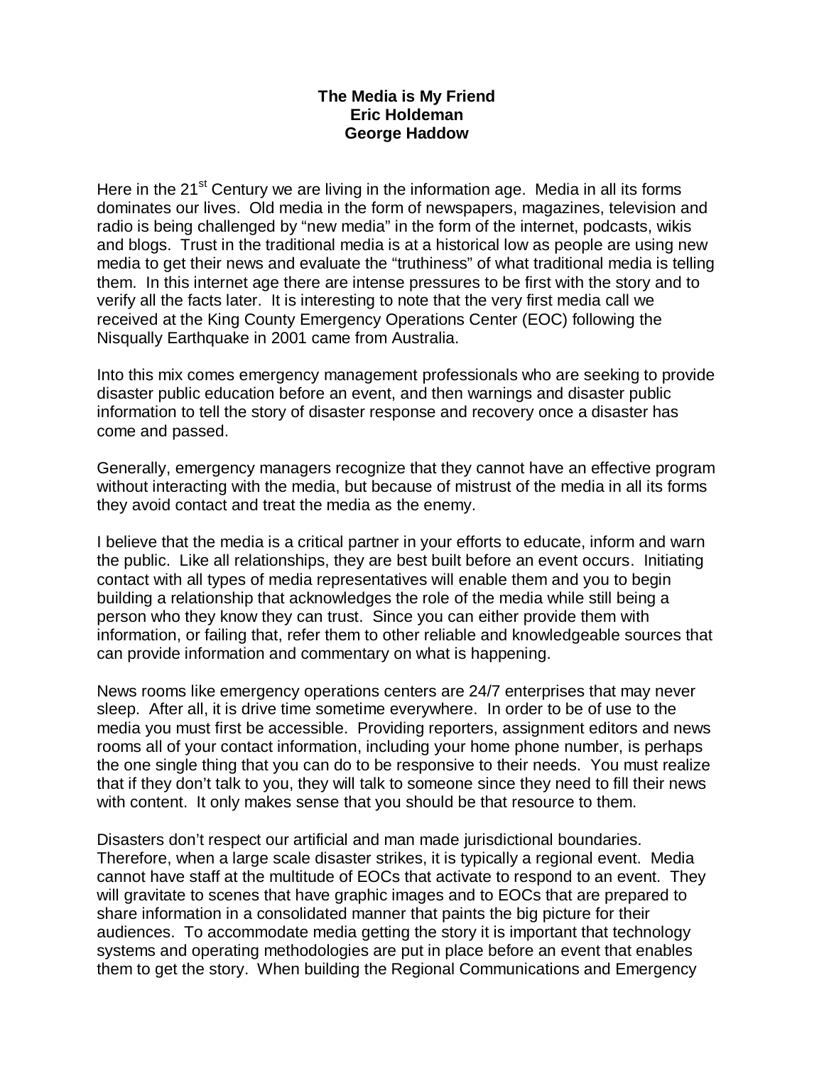**The Media is My Friend**
**Eric Holdeman**
**George Haddow**

Here in the 21st Century we are living in the information age. Media in all its forms dominates our lives. Old media in the form of newspapers, magazines, television and radio is being challenged by "new media" in the form of the internet, podcasts, wikis and blogs. Trust in the traditional media is at a historical low as people are using new media to get their news and evaluate the "truthiness" of what traditional media is telling them. In this internet age there are intense pressures to be first with the story and to verify all the facts later. It is interesting to note that the very first media call we received at the King County Emergency Operations Center (EOC) following the Nisqually Earthquake in 2001 came from Australia.

Into this mix comes emergency management professionals who are seeking to provide disaster public education before an event, and then warnings and disaster public information to tell the story of disaster response and recovery once a disaster has come and passed.

Generally, emergency managers recognize that they cannot have an effective program without interacting with the media, but because of mistrust of the media in all its forms they avoid contact and treat the media as the enemy.

I believe that the media is a critical partner in your efforts to educate, inform and warn the public. Like all relationships, they are best built before an event occurs. Initiating contact with all types of media representatives will enable them and you to begin building a relationship that acknowledges the role of the media while still being a person who they know they can trust. Since you can either provide them with information, or failing that, refer them to other reliable and knowledgeable sources that can provide information and commentary on what is happening.

News rooms like emergency operations centers are 24/7 enterprises that may never sleep. After all, it is drive time sometime everywhere. In order to be of use to the media you must first be accessible. Providing reporters, assignment editors and news rooms all of your contact information, including your home phone number, is perhaps the one single thing that you can do to be responsive to their needs. You must realize that if they don't talk to you, they will talk to someone since they need to fill their news with content. It only makes sense that you should be that resource to them.

Disasters don't respect our artificial and man made jurisdictional boundaries. Therefore, when a large scale disaster strikes, it is typically a regional event. Media cannot have staff at the multitude of EOCs that activate to respond to an event. They will gravitate to scenes that have graphic images and to EOCs that are prepared to share information in a consolidated manner that paints the big picture for their audiences. To accommodate media getting the story it is important that technology systems and operating methodologies are put in place before an event that enables them to get the story. When building the Regional Communications and Emergency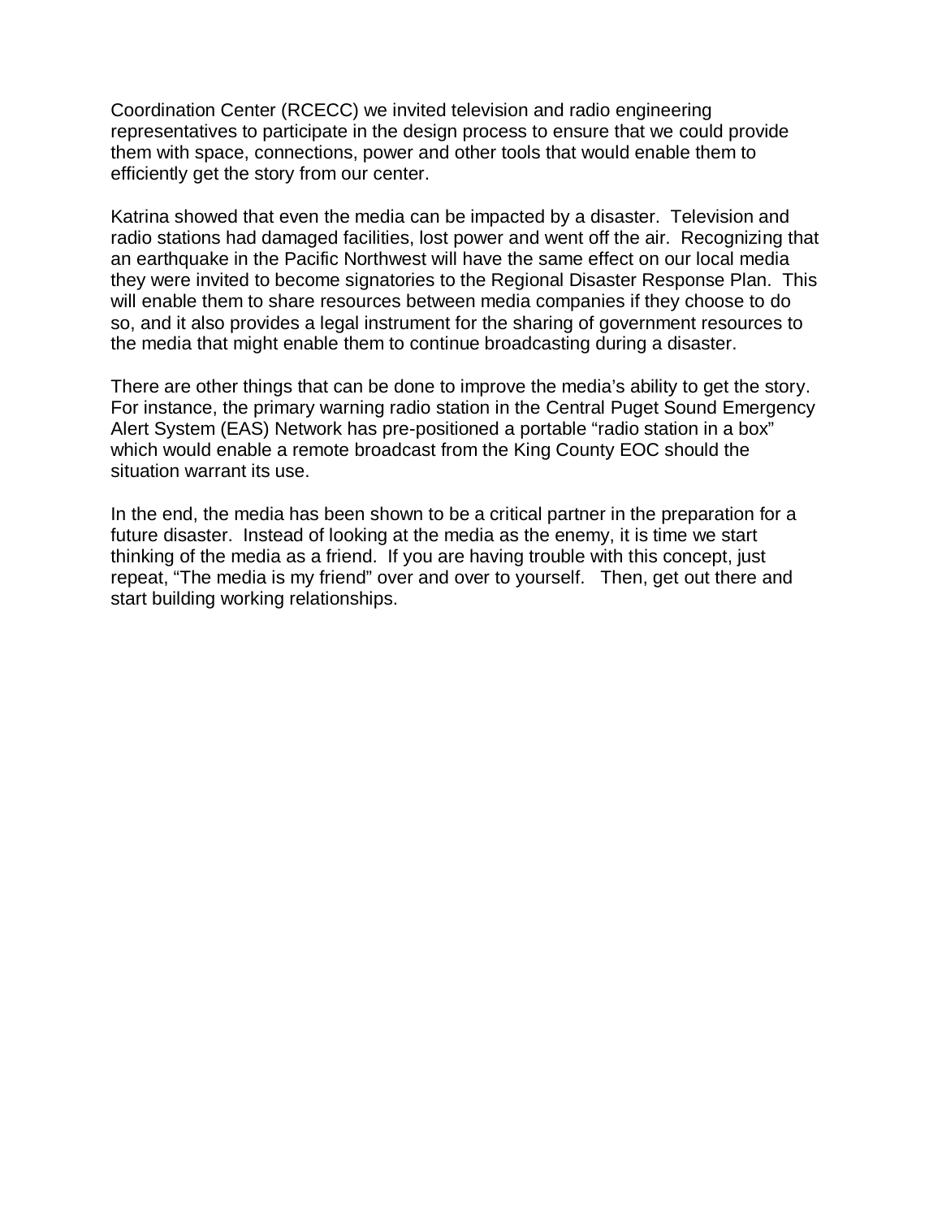Coordination Center (RCECC) we invited television and radio engineering representatives to participate in the design process to ensure that we could provide them with space, connections, power and other tools that would enable them to efficiently get the story from our center.

Katrina showed that even the media can be impacted by a disaster. Television and radio stations had damaged facilities, lost power and went off the air. Recognizing that an earthquake in the Pacific Northwest will have the same effect on our local media they were invited to become signatories to the Regional Disaster Response Plan. This will enable them to share resources between media companies if they choose to do so, and it also provides a legal instrument for the sharing of government resources to the media that might enable them to continue broadcasting during a disaster.

There are other things that can be done to improve the media's ability to get the story. For instance, the primary warning radio station in the Central Puget Sound Emergency Alert System (EAS) Network has pre-positioned a portable "radio station in a box" which would enable a remote broadcast from the King County EOC should the situation warrant its use.

In the end, the media has been shown to be a critical partner in the preparation for a future disaster. Instead of looking at the media as the enemy, it is time we start thinking of the media as a friend. If you are having trouble with this concept, just repeat, "The media is my friend" over and over to yourself. Then, get out there and start building working relationships.